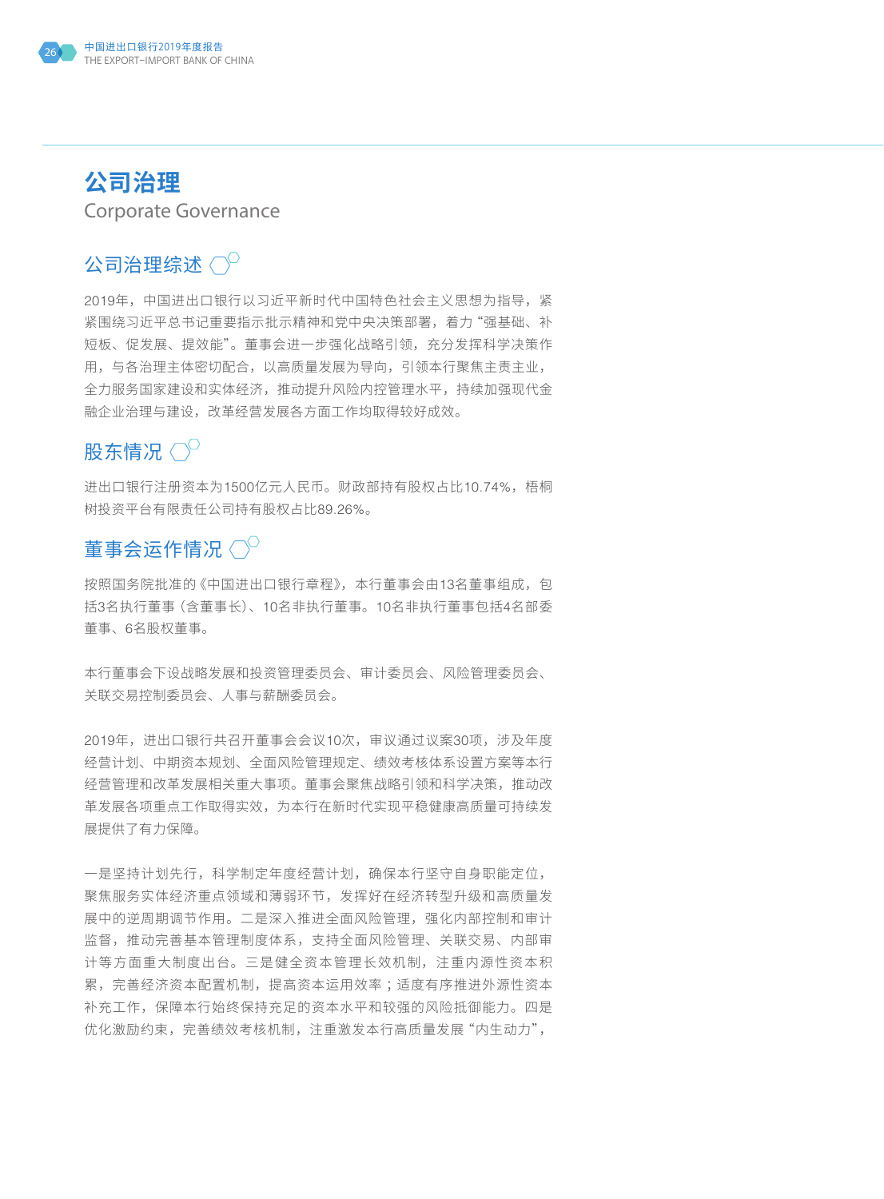# 公司治理

Corporate Governance

## 公司治理综述

2019年，中国进出口银行以习近平新时代中国特色社会主义思想为指导，紧紧围绕习近平总书记重要指示批示精神和党中央决策部署，着力"强基础、补短板、促发展、提效能"。董事会进一步强化战略引领，充分发挥科学决策作用，与各治理主体密切配合，以高质量发展为导向，引领本行聚焦主责主业，全力服务国家建设和实体经济，推动提升风险内控管理水平，持续加强现代金融企业治理与建设，改革经营发展各方面工作均取得较好成效。

## 股东情况

进出口银行注册资本为1500亿元人民币。财政部持有股权占比10.74%，梧桐树投资平台有限责任公司持有股权占比89.26%。

## 董事会运作情况

按照国务院批准的《中国进出口银行章程》，本行董事会由13名董事组成，包括3名执行董事（含董事长）、10名非执行董事。10名非执行董事包括4名部委董事、6名股权董事。

本行董事会下设战略发展和投资管理委员会、审计委员会、风险管理委员会、关联交易控制委员会、人事与薪酬委员会。

2019年，进出口银行共召开董事会会议10次，审议通过议案30项，涉及年度经营计划、中期资本规划、全面风险管理规定、绩效考核体系设置方案等本行经营管理和改革发展相关重大事项。董事会聚焦战略引领和科学决策，推动改革发展各项重点工作取得实效，为本行在新时代实现平稳健康高质量可持续发展提供了有力保障。

一是坚持计划先行，科学制定年度经营计划，确保本行坚守自身职能定位，聚焦服务实体经济重点领域和薄弱环节，发挥好在经济转型升级和高质量发展中的逆周期调节作用。二是深入推进全面风险管理，强化内部控制和审计监督，推动完善基本管理制度体系，支持全面风险管理、关联交易、内部审计等方面重大制度出台。三是健全资本管理长效机制，注重内源性资本积累，完善经济资本配置机制，提高资本运用效率；适度有序推进外源性资本补充工作，保障本行始终保持充足的资本水平和较强的风险抵御能力。四是优化激励约束，完善绩效考核机制，注重激发本行高质量发展"内生动力"，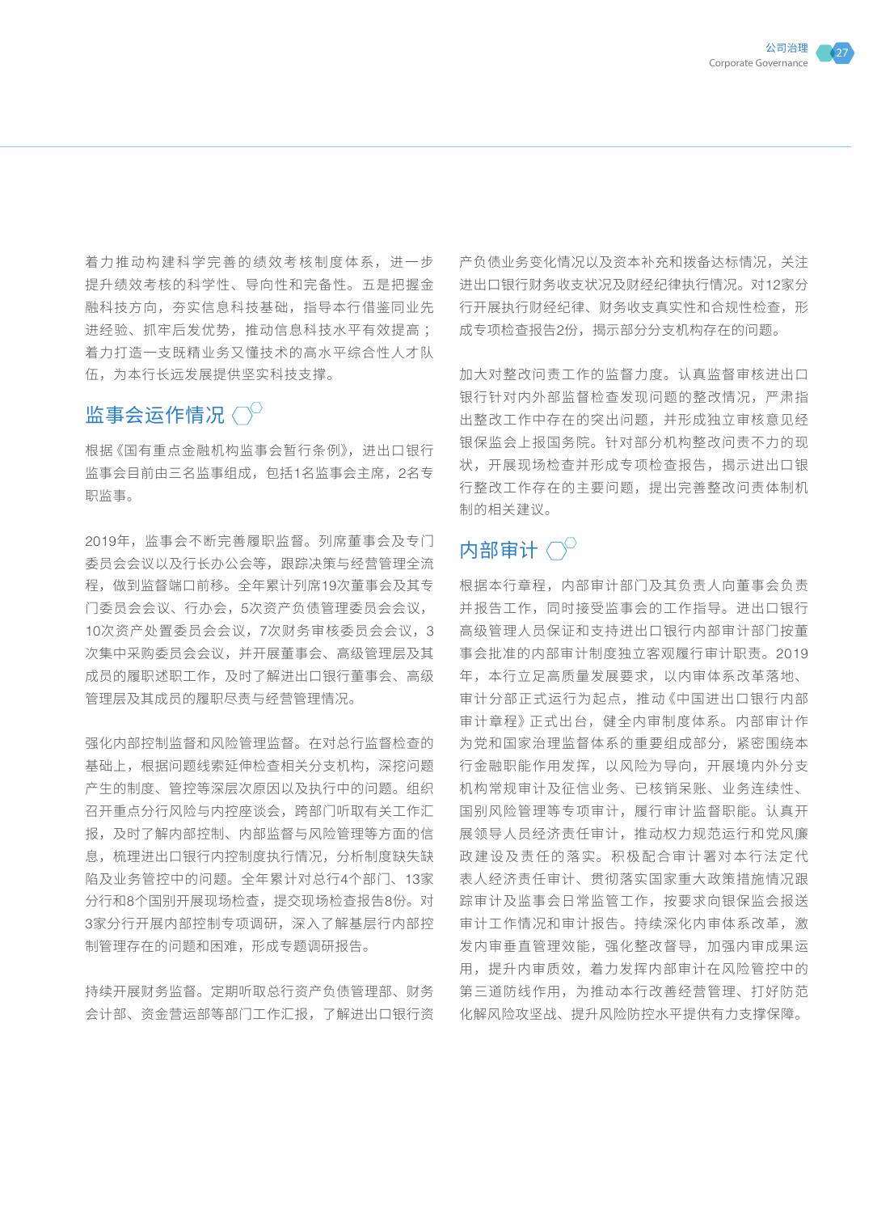着力推动构建科学完善的绩效考核制度体系，进一步提升绩效考核的科学性、导向性和完备性。五是把握金融科技方向，夯实信息科技基础，指导本行借鉴同业先进经验、抓牢后发优势，推动信息科技水平有效提高；着力打造一支既精业务又懂技术的高水平综合性人才队伍，为本行长远发展提供坚实科技支撑。

## 监事会运作情况

根据《国有重点金融机构监事会暂行条例》，进出口银行监事会目前由三名监事组成，包括1名监事会主席，2名专职监事。

2019年，监事会不断完善履职监督。列席董事会及专门委员会会议以及行长办公会等，跟踪决策与经营管理全流程，做到监督端口前移。全年累计列席19次董事会及其专门委员会会议、行办会，5次资产负债管理委员会会议，10次资产处置委员会会议，7次财务审核委员会会议，3次集中采购委员会会议，并开展董事会、高级管理层及其成员的履职述职工作，及时了解进出口银行董事会、高级管理层及其成员的履职尽责与经营管理情况。

强化内部控制监督和风险管理监督。在对总行监督检查的基础上，根据问题线索延伸检查相关分支机构，深挖问题产生的制度、管控等深层次原因以及执行中的问题。组织召开重点分行风险与内控座谈会，跨部门听取有关工作汇报，及时了解内部控制、内部监督与风险管理等方面的信息，梳理进出口银行内控制度执行情况，分析制度缺失缺陷及业务管控中的问题。全年累计对总行4个部门、13家分行和8个国别开展现场检查，提交现场检查报告8份。对3家分行开展内部控制专项调研，深入了解基层行内部控制管理存在的问题和困难，形成专题调研报告。

持续开展财务监督。定期听取总行资产负债管理部、财务会计部、资金营运部等部门工作汇报，了解进出口银行资产负债业务变化情况以及资本补充和拨备达标情况，关注进出口银行财务收支状况及财经纪律执行情况。对12家分行开展执行财经纪律、财务收支真实性和合规性检查，形成专项检查报告2份，揭示部分分支机构存在的问题。

加大对整改问责工作的监督力度。认真监督审核进出口银行针对内外部监督检查发现问题的整改情况，严肃指出整改工作中存在的突出问题，并形成独立审核意见经银保监会上报国务院。针对部分机构整改问责不力的现状，开展现场检查并形成专项检查报告，揭示进出口银行整改工作存在的主要问题，提出完善整改问责体制机制的相关建议。

## 内部审计

根据本行章程，内部审计部门及其负责人向董事会负责并报告工作，同时接受监事会的工作指导。进出口银行高级管理人员保证和支持进出口银行内部审计部门按董事会批准的内部审计制度独立客观履行审计职责。2019年，本行立足高质量发展要求，以内审体系改革落地、审计分部正式运行为起点，推动《中国进出口银行内部审计章程》正式出台，健全内审制度体系。内部审计作为党和国家治理监督体系的重要组成部分，紧密围绕本行金融职能作用发挥，以风险为导向，开展境内外分支机构常规审计及征信业务、已核销呆账、业务连续性、国别风险管理等专项审计，履行审计监督职能。认真开展领导人员经济责任审计，推动权力规范运行和党风廉政建设及责任的落实。积极配合审计署对本行法定代表人经济责任审计、贯彻落实国家重大政策措施情况跟踪审计及监事会日常监管工作，按要求向银保监会报送审计工作情况和审计报告。持续深化内审体系改革，激发内审垂直管理效能，强化整改督导，加强内审成果运用，提升内审质效，着力发挥内部审计在风险管控中的第三道防线作用，为推动本行改善经营管理、打好防范化解风险攻坚战、提升风险防控水平提供有力支撑保障。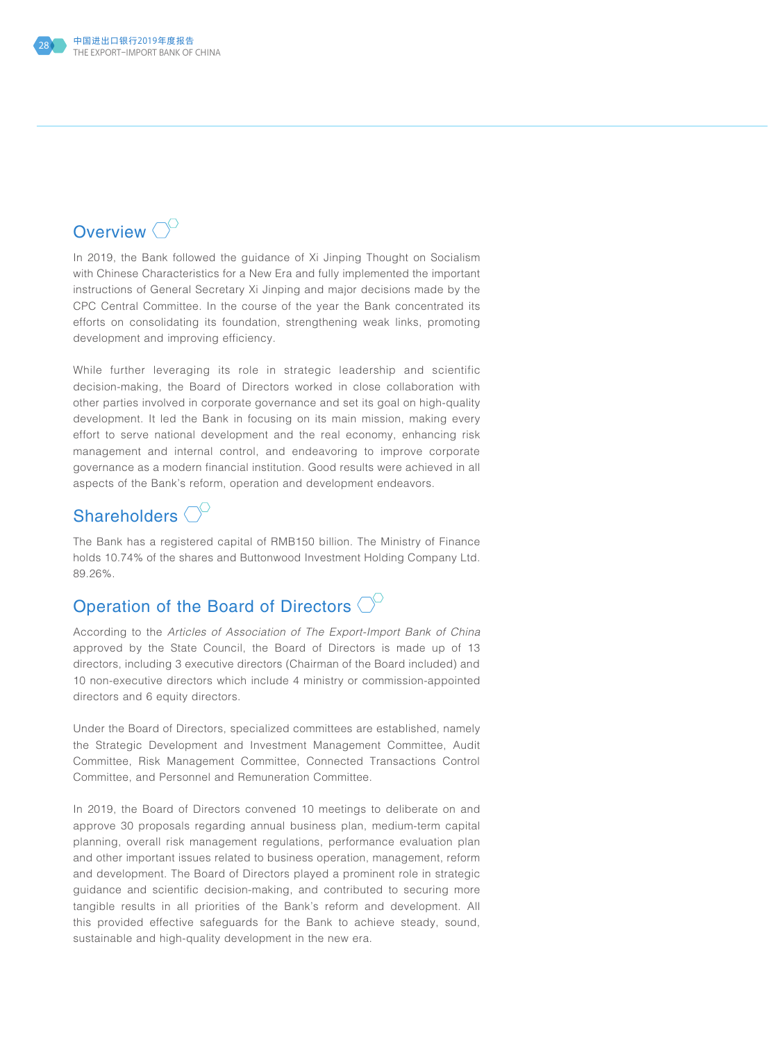## Overview

In 2019, the Bank followed the guidance of Xi Jinping Thought on Socialism with Chinese Characteristics for a New Era and fully implemented the important instructions of General Secretary Xi Jinping and major decisions made by the CPC Central Committee. In the course of the year the Bank concentrated its efforts on consolidating its foundation, strengthening weak links, promoting development and improving efficiency.

While further leveraging its role in strategic leadership and scientific decision-making, the Board of Directors worked in close collaboration with other parties involved in corporate governance and set its goal on high-quality development. It led the Bank in focusing on its main mission, making every effort to serve national development and the real economy, enhancing risk management and internal control, and endeavoring to improve corporate governance as a modern financial institution. Good results were achieved in all aspects of the Bank's reform, operation and development endeavors.

## Shareholders

The Bank has a registered capital of RMB150 billion. The Ministry of Finance holds 10.74% of the shares and Buttonwood Investment Holding Company Ltd. 89.26%.

## Operation of the Board of Directors

According to the *Articles of Association of The Export-Import Bank of China* approved by the State Council, the Board of Directors is made up of 13 directors, including 3 executive directors (Chairman of the Board included) and 10 non-executive directors which include 4 ministry or commission-appointed directors and 6 equity directors.

Under the Board of Directors, specialized committees are established, namely the Strategic Development and Investment Management Committee, Audit Committee, Risk Management Committee, Connected Transactions Control Committee, and Personnel and Remuneration Committee.

In 2019, the Board of Directors convened 10 meetings to deliberate on and approve 30 proposals regarding annual business plan, medium-term capital planning, overall risk management regulations, performance evaluation plan and other important issues related to business operation, management, reform and development. The Board of Directors played a prominent role in strategic guidance and scientific decision-making, and contributed to securing more tangible results in all priorities of the Bank's reform and development. All this provided effective safeguards for the Bank to achieve steady, sound, sustainable and high-quality development in the new era.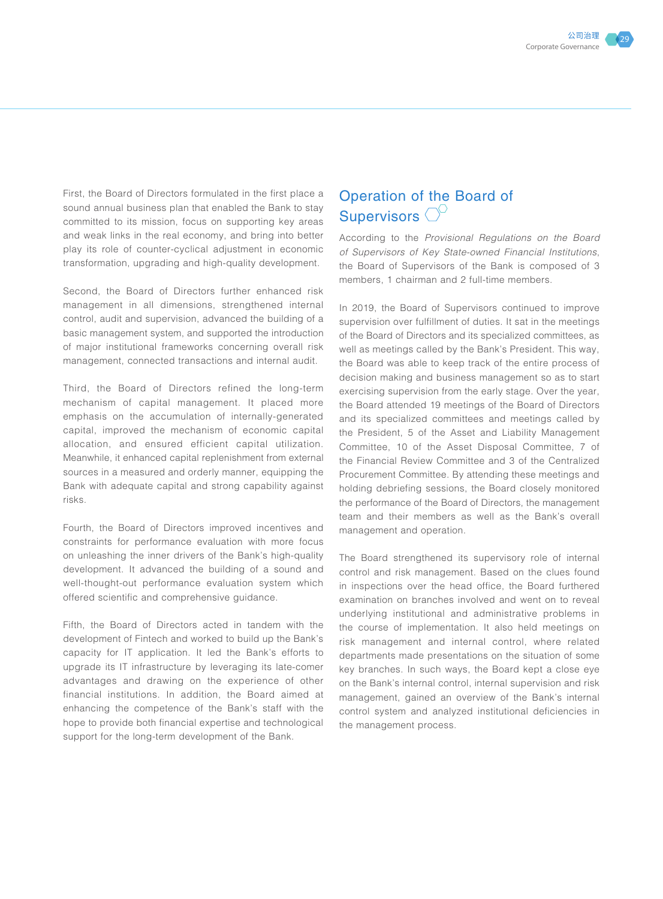First, the Board of Directors formulated in the first place a sound annual business plan that enabled the Bank to stay committed to its mission, focus on supporting key areas and weak links in the real economy, and bring into better play its role of counter-cyclical adjustment in economic transformation, upgrading and high-quality development.

Second, the Board of Directors further enhanced risk management in all dimensions, strengthened internal control, audit and supervision, advanced the building of a basic management system, and supported the introduction of major institutional frameworks concerning overall risk management, connected transactions and internal audit.

Third, the Board of Directors refined the long-term mechanism of capital management. It placed more emphasis on the accumulation of internally-generated capital, improved the mechanism of economic capital allocation, and ensured efficient capital utilization. Meanwhile, it enhanced capital replenishment from external sources in a measured and orderly manner, equipping the Bank with adequate capital and strong capability against risks.

Fourth, the Board of Directors improved incentives and constraints for performance evaluation with more focus on unleashing the inner drivers of the Bank's high-quality development. It advanced the building of a sound and well-thought-out performance evaluation system which offered scientific and comprehensive guidance.

Fifth, the Board of Directors acted in tandem with the development of Fintech and worked to build up the Bank's capacity for IT application. It led the Bank's efforts to upgrade its IT infrastructure by leveraging its late-comer advantages and drawing on the experience of other financial institutions. In addition, the Board aimed at enhancing the competence of the Bank's staff with the hope to provide both financial expertise and technological support for the long-term development of the Bank.

## Operation of the Board of Supervisors

According to the *Provisional Regulations on the Board of Supervisors of Key State-owned Financial Institutions*, the Board of Supervisors of the Bank is composed of 3 members, 1 chairman and 2 full-time members.

In 2019, the Board of Supervisors continued to improve supervision over fulfillment of duties. It sat in the meetings of the Board of Directors and its specialized committees, as well as meetings called by the Bank's President. This way, the Board was able to keep track of the entire process of decision making and business management so as to start exercising supervision from the early stage. Over the year, the Board attended 19 meetings of the Board of Directors and its specialized committees and meetings called by the President, 5 of the Asset and Liability Management Committee, 10 of the Asset Disposal Committee, 7 of the Financial Review Committee and 3 of the Centralized Procurement Committee. By attending these meetings and holding debriefing sessions, the Board closely monitored the performance of the Board of Directors, the management team and their members as well as the Bank's overall management and operation.

The Board strengthened its supervisory role of internal control and risk management. Based on the clues found in inspections over the head office, the Board furthered examination on branches involved and went on to reveal underlying institutional and administrative problems in the course of implementation. It also held meetings on risk management and internal control, where related departments made presentations on the situation of some key branches. In such ways, the Board kept a close eye on the Bank's internal control, internal supervision and risk management, gained an overview of the Bank's internal control system and analyzed institutional deficiencies in the management process.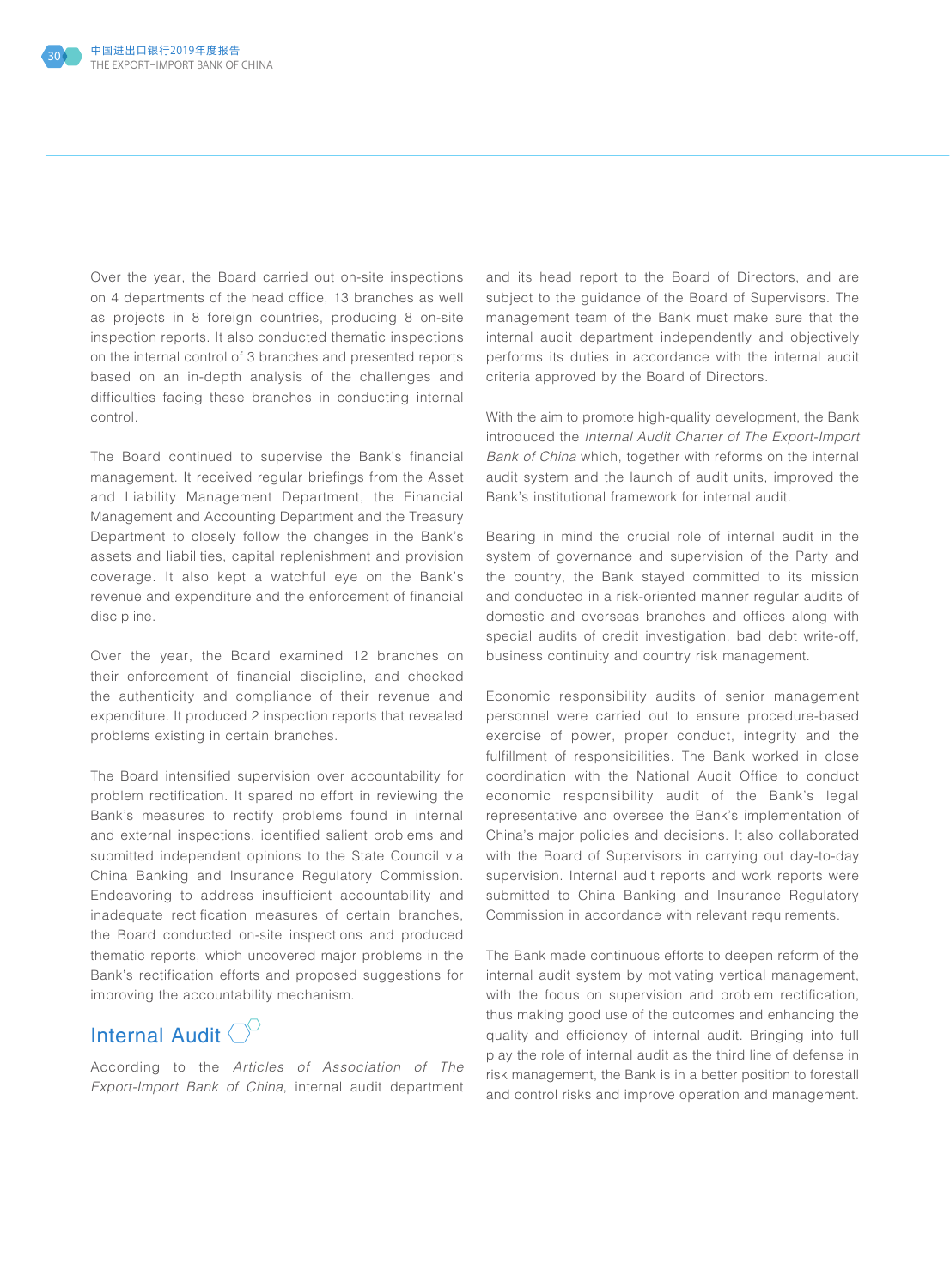Over the year, the Board carried out on-site inspections on 4 departments of the head office, 13 branches as well as projects in 8 foreign countries, producing 8 on-site inspection reports. It also conducted thematic inspections on the internal control of 3 branches and presented reports based on an in-depth analysis of the challenges and difficulties facing these branches in conducting internal control.

The Board continued to supervise the Bank's financial management. It received regular briefings from the Asset and Liability Management Department, the Financial Management and Accounting Department and the Treasury Department to closely follow the changes in the Bank's assets and liabilities, capital replenishment and provision coverage. It also kept a watchful eye on the Bank's revenue and expenditure and the enforcement of financial discipline.

Over the year, the Board examined 12 branches on their enforcement of financial discipline, and checked the authenticity and compliance of their revenue and expenditure. It produced 2 inspection reports that revealed problems existing in certain branches.

The Board intensified supervision over accountability for problem rectification. It spared no effort in reviewing the Bank's measures to rectify problems found in internal and external inspections, identified salient problems and submitted independent opinions to the State Council via China Banking and Insurance Regulatory Commission. Endeavoring to address insufficient accountability and inadequate rectification measures of certain branches, the Board conducted on-site inspections and produced thematic reports, which uncovered major problems in the Bank's rectification efforts and proposed suggestions for improving the accountability mechanism.

## Internal Audit

According to the *Articles of Association of The Export-Import Bank of China*, internal audit department and its head report to the Board of Directors, and are subject to the guidance of the Board of Supervisors. The management team of the Bank must make sure that the internal audit department independently and objectively performs its duties in accordance with the internal audit criteria approved by the Board of Directors.

With the aim to promote high-quality development, the Bank introduced the *Internal Audit Charter of The Export-Import Bank of China* which, together with reforms on the internal audit system and the launch of audit units, improved the Bank's institutional framework for internal audit.

Bearing in mind the crucial role of internal audit in the system of governance and supervision of the Party and the country, the Bank stayed committed to its mission and conducted in a risk-oriented manner regular audits of domestic and overseas branches and offices along with special audits of credit investigation, bad debt write-off, business continuity and country risk management.

Economic responsibility audits of senior management personnel were carried out to ensure procedure-based exercise of power, proper conduct, integrity and the fulfillment of responsibilities. The Bank worked in close coordination with the National Audit Office to conduct economic responsibility audit of the Bank's legal representative and oversee the Bank's implementation of China's major policies and decisions. It also collaborated with the Board of Supervisors in carrying out day-to-day supervision. Internal audit reports and work reports were submitted to China Banking and Insurance Regulatory Commission in accordance with relevant requirements.

The Bank made continuous efforts to deepen reform of the internal audit system by motivating vertical management, with the focus on supervision and problem rectification, thus making good use of the outcomes and enhancing the quality and efficiency of internal audit. Bringing into full play the role of internal audit as the third line of defense in risk management, the Bank is in a better position to forestall and control risks and improve operation and management.